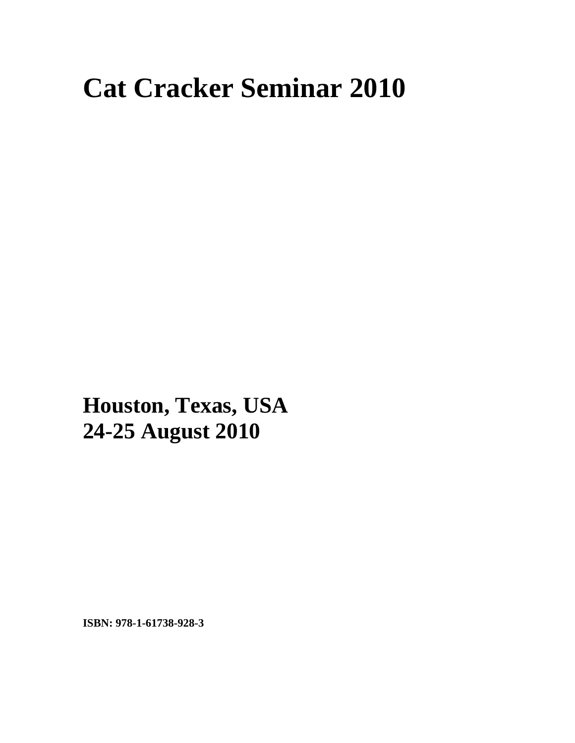# Cat Cracker Seminar 2010

**Houston, Texas, USA**
**24-25 August 2010**

**ISBN: 978-1-61738-928-3**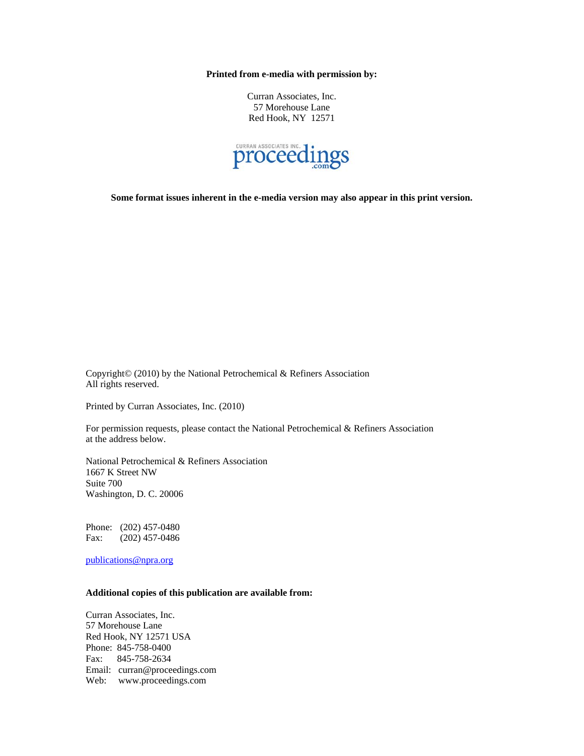**Printed from e-media with permission by:**

Curran Associates, Inc.
57 Morehouse Lane
Red Hook, NY 12571

CURRAN ASSOCIATES INC. proceedings.com

**Some format issues inherent in the e-media version may also appear in this print version.**

Copyright© (2010) by the National Petrochemical & Refiners Association
All rights reserved.

Printed by Curran Associates, Inc. (2010)

For permission requests, please contact the National Petrochemical & Refiners Association at the address below.

National Petrochemical & Refiners Association
1667 K Street NW
Suite 700
Washington, D. C. 20006

Phone: (202) 457-0480
Fax: (202) 457-0486

publications@npra.org

**Additional copies of this publication are available from:**

Curran Associates, Inc.
57 Morehouse Lane
Red Hook, NY 12571 USA
Phone: 845-758-0400
Fax: 845-758-2634
Email: curran@proceedings.com
Web: www.proceedings.com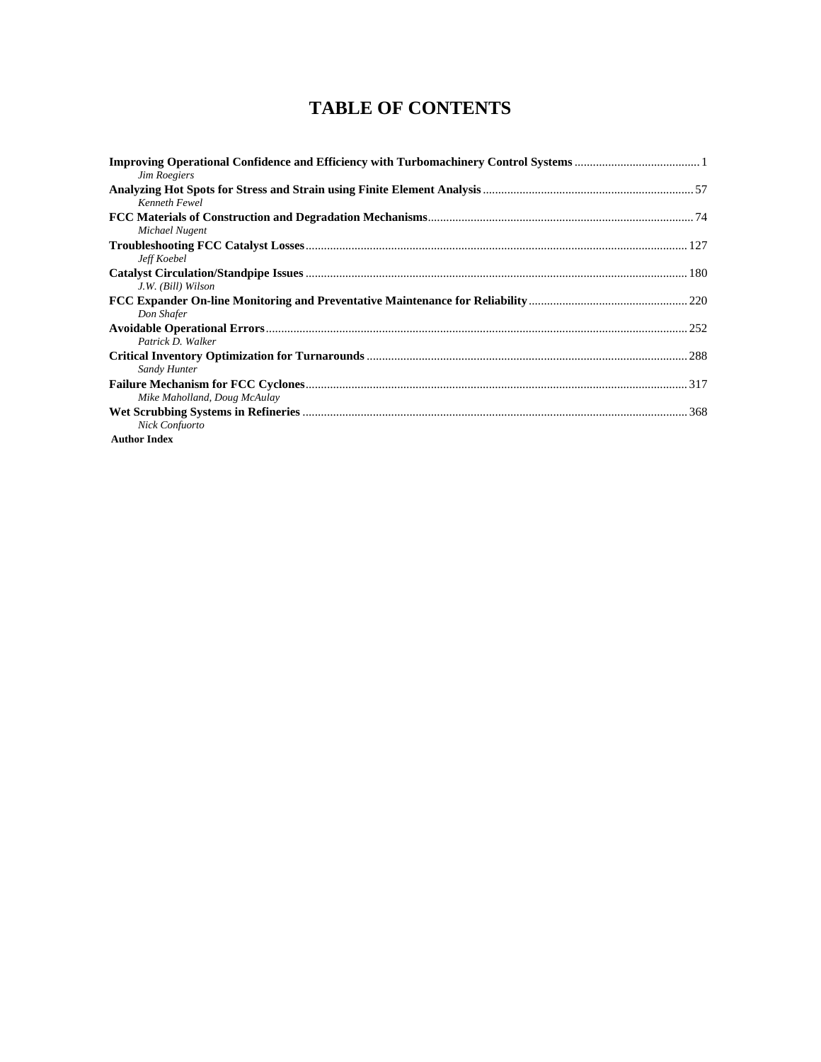# TABLE OF CONTENTS

**Improving Operational Confidence and Efficiency with Turbomachinery Control Systems** ........................................ 1
*Jim Roegiers*

**Analyzing Hot Spots for Stress and Strain using Finite Element Analysis** .................................................................... 57
*Kenneth Fewel*

**FCC Materials of Construction and Degradation Mechanisms** ...................................................................................... 74
*Michael Nugent*

**Troubleshooting FCC Catalyst Losses** ........................................................................................................................... 127
*Jeff Koebel*

**Catalyst Circulation/Standpipe Issues** ........................................................................................................................... 180
*J.W. (Bill) Wilson*

**FCC Expander On-line Monitoring and Preventative Maintenance for Reliability** ................................................... 220
*Don Shafer*

**Avoidable Operational Errors** ........................................................................................................................................ 252
*Patrick D. Walker*

**Critical Inventory Optimization for Turnarounds** ........................................................................................................ 288
*Sandy Hunter*

**Failure Mechanism for FCC Cyclones** ........................................................................................................................... 317
*Mike Maholland, Doug McAulay*

**Wet Scrubbing Systems in Refineries** ............................................................................................................................ 368
*Nick Confuorto*

**Author Index**